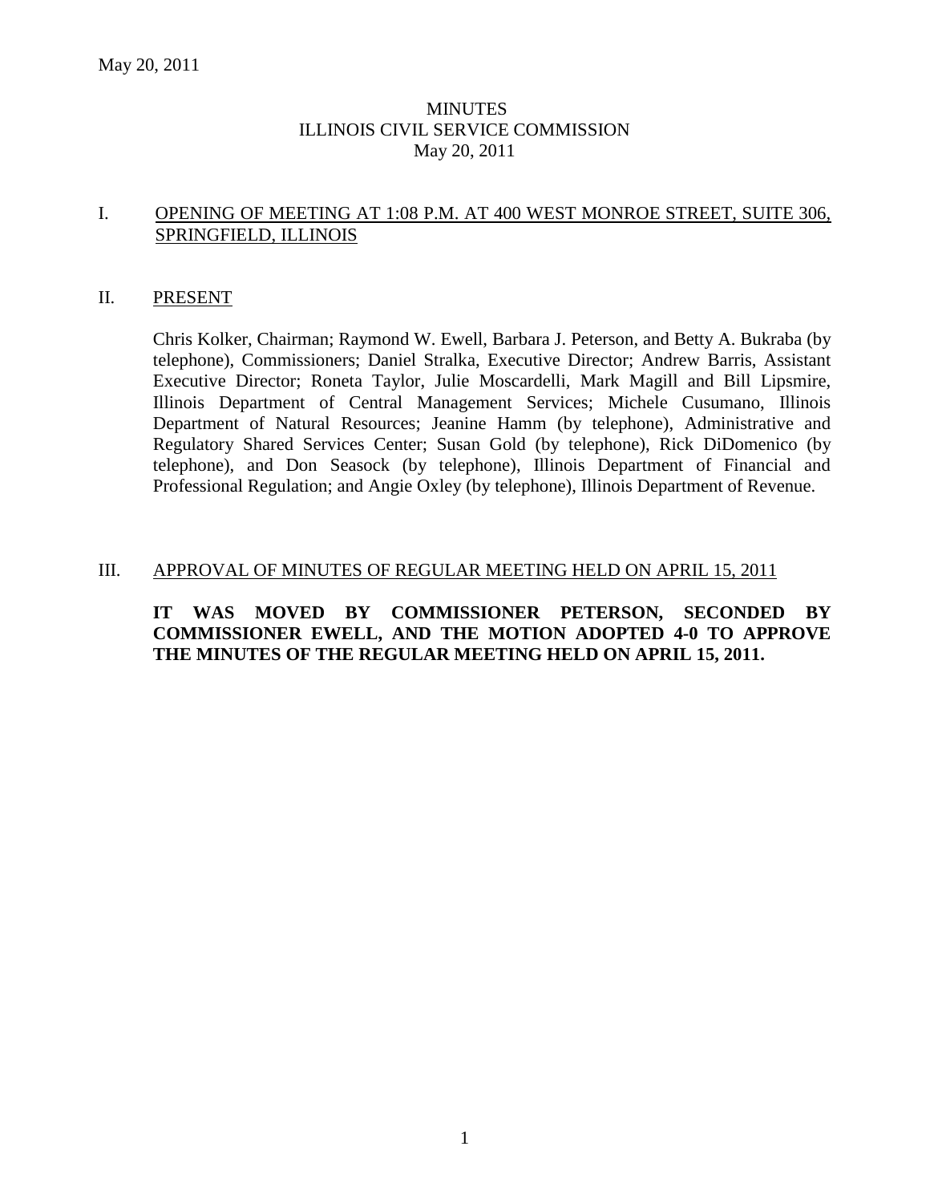# MINUTES
# ILLINOIS CIVIL SERVICE COMMISSION
# May 20, 2011

## I. OPENING OF MEETING AT 1:08 P.M. AT 400 WEST MONROE STREET, SUITE 306, SPRINGFIELD, ILLINOIS

## II. PRESENT

Chris Kolker, Chairman; Raymond W. Ewell, Barbara J. Peterson, and Betty A. Bukraba (by telephone), Commissioners; Daniel Stralka, Executive Director; Andrew Barris, Assistant Executive Director; Roneta Taylor, Julie Moscardelli, Mark Magill and Bill Lipsmire, Illinois Department of Central Management Services; Michele Cusumano, Illinois Department of Natural Resources; Jeanine Hamm (by telephone), Administrative and Regulatory Shared Services Center; Susan Gold (by telephone), Rick DiDomenico (by telephone), and Don Seasock (by telephone), Illinois Department of Financial and Professional Regulation; and Angie Oxley (by telephone), Illinois Department of Revenue.

## III. APPROVAL OF MINUTES OF REGULAR MEETING HELD ON APRIL 15, 2011

**IT WAS MOVED BY COMMISSIONER PETERSON, SECONDED BY COMMISSIONER EWELL, AND THE MOTION ADOPTED 4-0 TO APPROVE THE MINUTES OF THE REGULAR MEETING HELD ON APRIL 15, 2011.**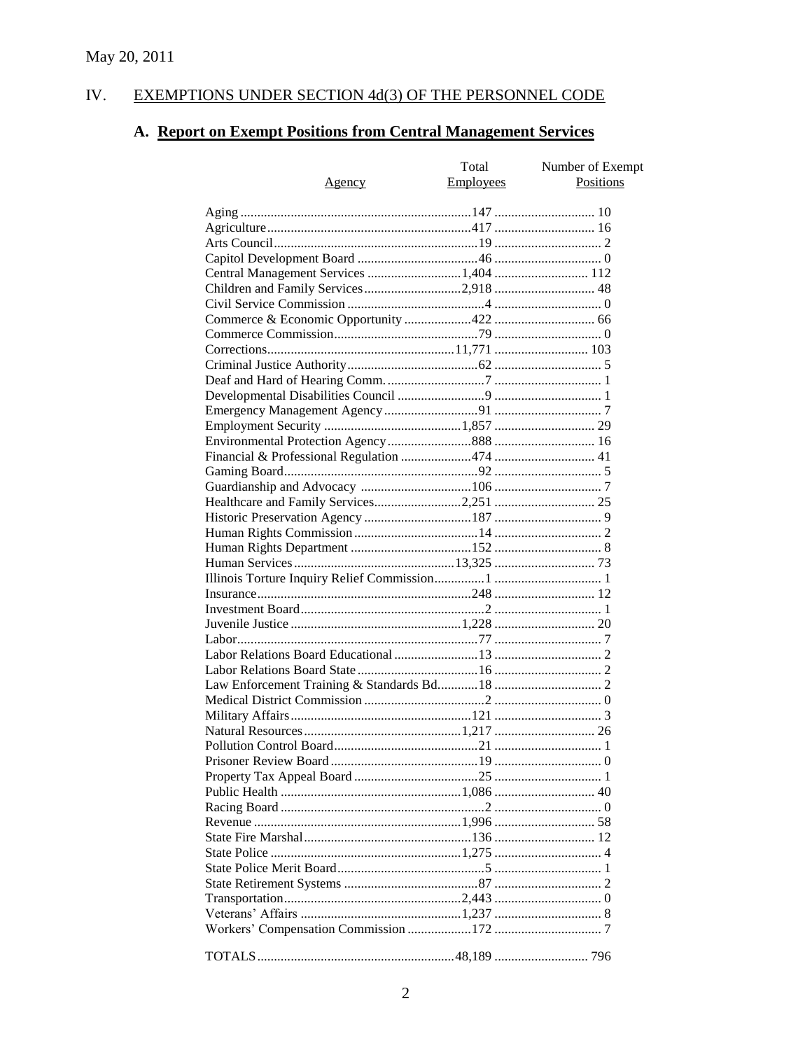May 20, 2011

## IV. EXEMPTIONS UNDER SECTION 4d(3) OF THE PERSONNEL CODE

### A. Report on Exempt Positions from Central Management Services

| Agency | Total Employees | Number of Exempt Positions |
|---|---|---|
| Aging | 147 | 10 |
| Agriculture | 417 | 16 |
| Arts Council | 19 | 2 |
| Capitol Development Board | 46 | 0 |
| Central Management Services | 1,404 | 112 |
| Children and Family Services | 2,918 | 48 |
| Civil Service Commission | 4 | 0 |
| Commerce & Economic Opportunity | 422 | 66 |
| Commerce Commission | 79 | 0 |
| Corrections | 11,771 | 103 |
| Criminal Justice Authority | 62 | 5 |
| Deaf and Hard of Hearing Comm. | 7 | 1 |
| Developmental Disabilities Council | 9 | 1 |
| Emergency Management Agency | 91 | 7 |
| Employment Security | 1,857 | 29 |
| Environmental Protection Agency | 888 | 16 |
| Financial & Professional Regulation | 474 | 41 |
| Gaming Board | 92 | 5 |
| Guardianship and Advocacy | 106 | 7 |
| Healthcare and Family Services | 2,251 | 25 |
| Historic Preservation Agency | 187 | 9 |
| Human Rights Commission | 14 | 2 |
| Human Rights Department | 152 | 8 |
| Human Services | 13,325 | 73 |
| Illinois Torture Inquiry Relief Commission | 1 | 1 |
| Insurance | 248 | 12 |
| Investment Board | 2 | 1 |
| Juvenile Justice | 1,228 | 20 |
| Labor | 77 | 7 |
| Labor Relations Board Educational | 13 | 2 |
| Labor Relations Board State | 16 | 2 |
| Law Enforcement Training & Standards Bd. | 18 | 2 |
| Medical District Commission | 2 | 0 |
| Military Affairs | 121 | 3 |
| Natural Resources | 1,217 | 26 |
| Pollution Control Board | 21 | 1 |
| Prisoner Review Board | 19 | 0 |
| Property Tax Appeal Board | 25 | 1 |
| Public Health | 1,086 | 40 |
| Racing Board | 2 | 0 |
| Revenue | 1,996 | 58 |
| State Fire Marshal | 136 | 12 |
| State Police | 1,275 | 4 |
| State Police Merit Board | 5 | 1 |
| State Retirement Systems | 87 | 2 |
| Transportation | 2,443 | 0 |
| Veterans' Affairs | 1,237 | 8 |
| Workers' Compensation Commission | 172 | 7 |
| TOTALS | 48,189 | 796 |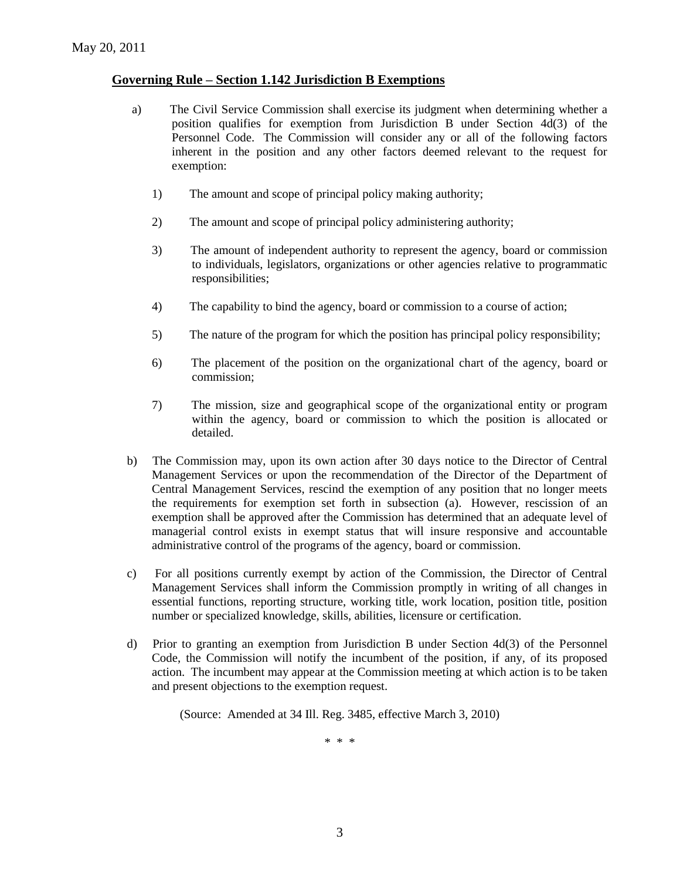May 20, 2011

**Governing Rule – Section 1.142 Jurisdiction B Exemptions**

a) The Civil Service Commission shall exercise its judgment when determining whether a position qualifies for exemption from Jurisdiction B under Section 4d(3) of the Personnel Code. The Commission will consider any or all of the following factors inherent in the position and any other factors deemed relevant to the request for exemption:

1) The amount and scope of principal policy making authority;

2) The amount and scope of principal policy administering authority;

3) The amount of independent authority to represent the agency, board or commission to individuals, legislators, organizations or other agencies relative to programmatic responsibilities;

4) The capability to bind the agency, board or commission to a course of action;

5) The nature of the program for which the position has principal policy responsibility;

6) The placement of the position on the organizational chart of the agency, board or commission;

7) The mission, size and geographical scope of the organizational entity or program within the agency, board or commission to which the position is allocated or detailed.

b) The Commission may, upon its own action after 30 days notice to the Director of Central Management Services or upon the recommendation of the Director of the Department of Central Management Services, rescind the exemption of any position that no longer meets the requirements for exemption set forth in subsection (a). However, rescission of an exemption shall be approved after the Commission has determined that an adequate level of managerial control exists in exempt status that will insure responsive and accountable administrative control of the programs of the agency, board or commission.

c) For all positions currently exempt by action of the Commission, the Director of Central Management Services shall inform the Commission promptly in writing of all changes in essential functions, reporting structure, working title, work location, position title, position number or specialized knowledge, skills, abilities, licensure or certification.

d) Prior to granting an exemption from Jurisdiction B under Section 4d(3) of the Personnel Code, the Commission will notify the incumbent of the position, if any, of its proposed action. The incumbent may appear at the Commission meeting at which action is to be taken and present objections to the exemption request.

(Source: Amended at 34 Ill. Reg. 3485, effective March 3, 2010)

\* \* \*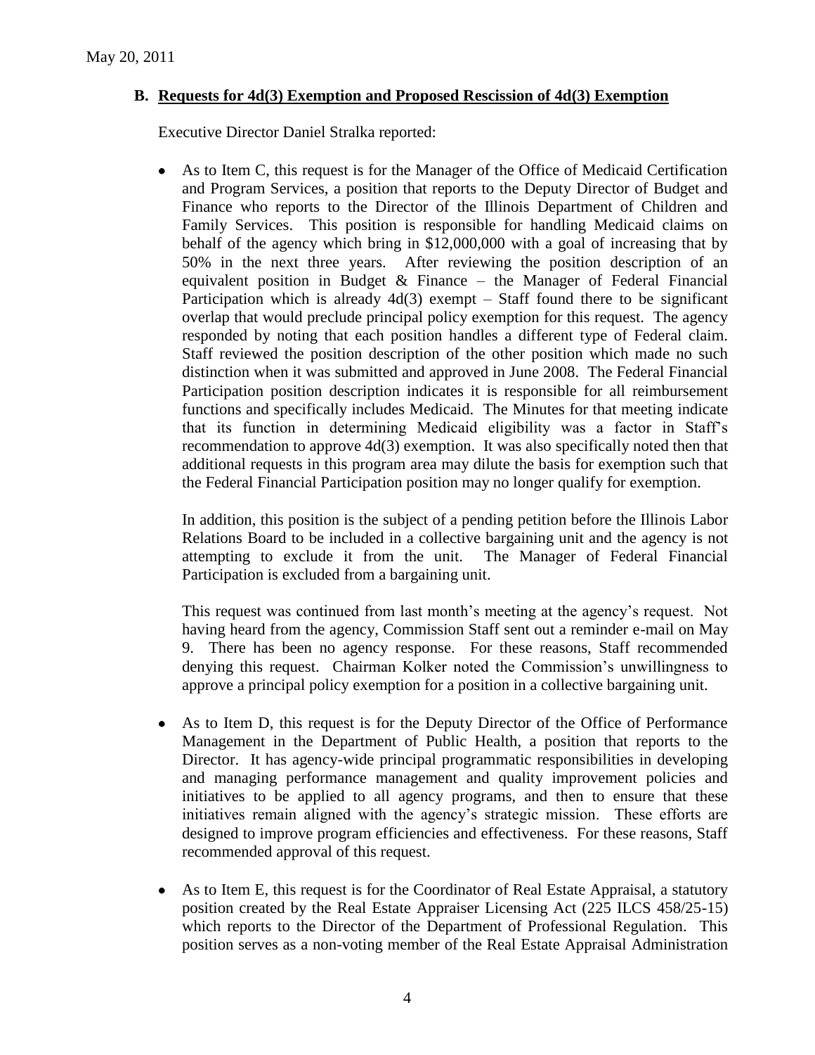May 20, 2011

### **B. Requests for 4d(3) Exemption and Proposed Rescission of 4d(3) Exemption**

Executive Director Daniel Stralka reported:

- As to Item C, this request is for the Manager of the Office of Medicaid Certification and Program Services, a position that reports to the Deputy Director of Budget and Finance who reports to the Director of the Illinois Department of Children and Family Services. This position is responsible for handling Medicaid claims on behalf of the agency which bring in $12,000,000 with a goal of increasing that by 50% in the next three years. After reviewing the position description of an equivalent position in Budget & Finance – the Manager of Federal Financial Participation which is already 4d(3) exempt – Staff found there to be significant overlap that would preclude principal policy exemption for this request. The agency responded by noting that each position handles a different type of Federal claim. Staff reviewed the position description of the other position which made no such distinction when it was submitted and approved in June 2008. The Federal Financial Participation position description indicates it is responsible for all reimbursement functions and specifically includes Medicaid. The Minutes for that meeting indicate that its function in determining Medicaid eligibility was a factor in Staff's recommendation to approve 4d(3) exemption. It was also specifically noted then that additional requests in this program area may dilute the basis for exemption such that the Federal Financial Participation position may no longer qualify for exemption.

  In addition, this position is the subject of a pending petition before the Illinois Labor Relations Board to be included in a collective bargaining unit and the agency is not attempting to exclude it from the unit. The Manager of Federal Financial Participation is excluded from a bargaining unit.

  This request was continued from last month's meeting at the agency's request. Not having heard from the agency, Commission Staff sent out a reminder e-mail on May 9. There has been no agency response. For these reasons, Staff recommended denying this request. Chairman Kolker noted the Commission's unwillingness to approve a principal policy exemption for a position in a collective bargaining unit.

- As to Item D, this request is for the Deputy Director of the Office of Performance Management in the Department of Public Health, a position that reports to the Director. It has agency-wide principal programmatic responsibilities in developing and managing performance management and quality improvement policies and initiatives to be applied to all agency programs, and then to ensure that these initiatives remain aligned with the agency's strategic mission. These efforts are designed to improve program efficiencies and effectiveness. For these reasons, Staff recommended approval of this request.

- As to Item E, this request is for the Coordinator of Real Estate Appraisal, a statutory position created by the Real Estate Appraiser Licensing Act (225 ILCS 458/25-15) which reports to the Director of the Department of Professional Regulation. This position serves as a non-voting member of the Real Estate Appraisal Administration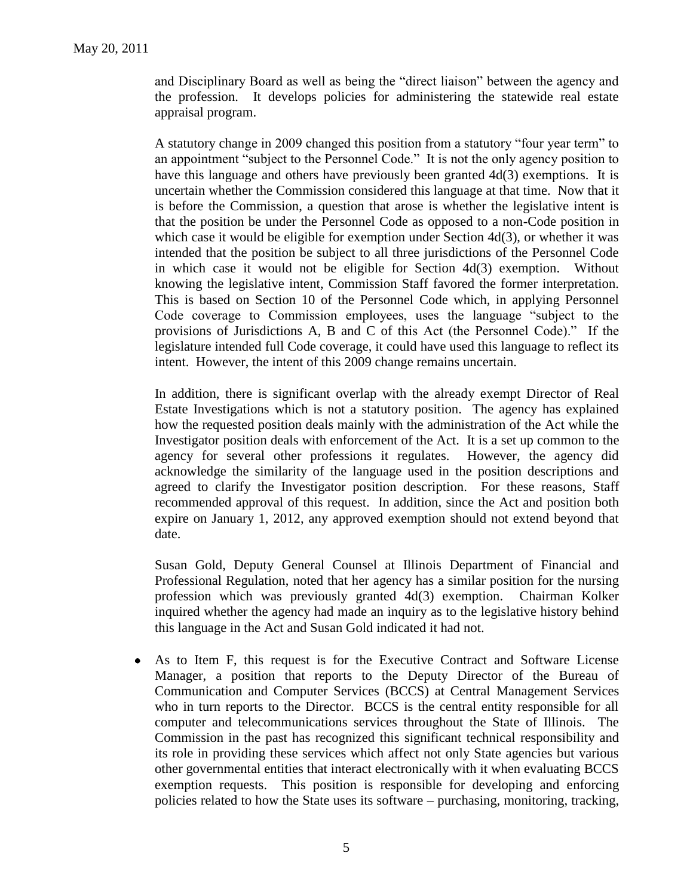and Disciplinary Board as well as being the "direct liaison" between the agency and the profession. It develops policies for administering the statewide real estate appraisal program.

A statutory change in 2009 changed this position from a statutory "four year term" to an appointment "subject to the Personnel Code." It is not the only agency position to have this language and others have previously been granted 4d(3) exemptions. It is uncertain whether the Commission considered this language at that time. Now that it is before the Commission, a question that arose is whether the legislative intent is that the position be under the Personnel Code as opposed to a non-Code position in which case it would be eligible for exemption under Section 4d(3), or whether it was intended that the position be subject to all three jurisdictions of the Personnel Code in which case it would not be eligible for Section 4d(3) exemption. Without knowing the legislative intent, Commission Staff favored the former interpretation. This is based on Section 10 of the Personnel Code which, in applying Personnel Code coverage to Commission employees, uses the language "subject to the provisions of Jurisdictions A, B and C of this Act (the Personnel Code)." If the legislature intended full Code coverage, it could have used this language to reflect its intent. However, the intent of this 2009 change remains uncertain.

In addition, there is significant overlap with the already exempt Director of Real Estate Investigations which is not a statutory position. The agency has explained how the requested position deals mainly with the administration of the Act while the Investigator position deals with enforcement of the Act. It is a set up common to the agency for several other professions it regulates. However, the agency did acknowledge the similarity of the language used in the position descriptions and agreed to clarify the Investigator position description. For these reasons, Staff recommended approval of this request. In addition, since the Act and position both expire on January 1, 2012, any approved exemption should not extend beyond that date.

Susan Gold, Deputy General Counsel at Illinois Department of Financial and Professional Regulation, noted that her agency has a similar position for the nursing profession which was previously granted 4d(3) exemption. Chairman Kolker inquired whether the agency had made an inquiry as to the legislative history behind this language in the Act and Susan Gold indicated it had not.

- As to Item F, this request is for the Executive Contract and Software License Manager, a position that reports to the Deputy Director of the Bureau of Communication and Computer Services (BCCS) at Central Management Services who in turn reports to the Director. BCCS is the central entity responsible for all computer and telecommunications services throughout the State of Illinois. The Commission in the past has recognized this significant technical responsibility and its role in providing these services which affect not only State agencies but various other governmental entities that interact electronically with it when evaluating BCCS exemption requests. This position is responsible for developing and enforcing policies related to how the State uses its software – purchasing, monitoring, tracking,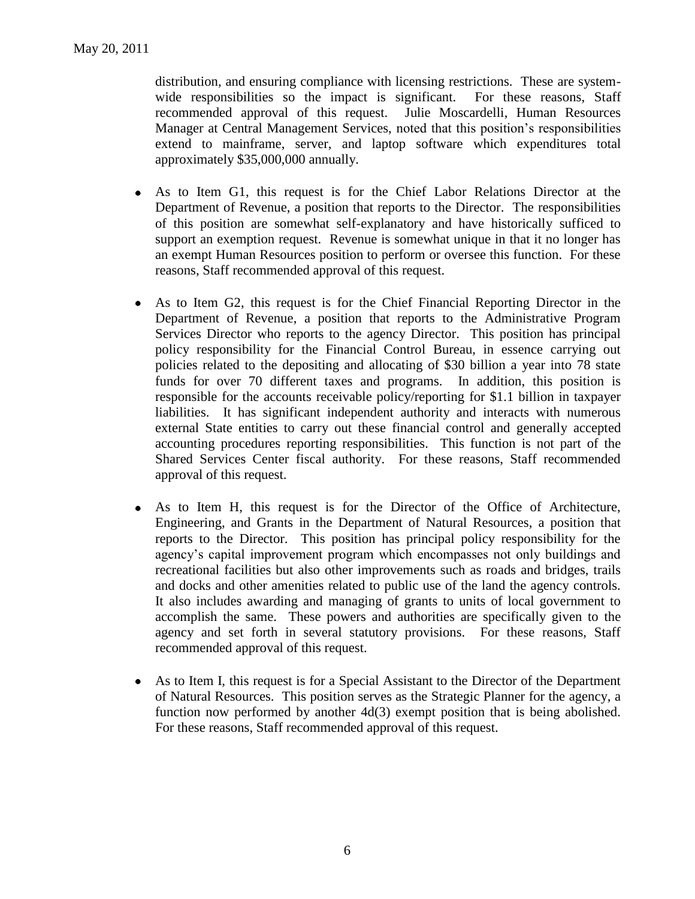distribution, and ensuring compliance with licensing restrictions. These are system-wide responsibilities so the impact is significant. For these reasons, Staff recommended approval of this request. Julie Moscardelli, Human Resources Manager at Central Management Services, noted that this position's responsibilities extend to mainframe, server, and laptop software which expenditures total approximately $35,000,000 annually.

- As to Item G1, this request is for the Chief Labor Relations Director at the Department of Revenue, a position that reports to the Director. The responsibilities of this position are somewhat self-explanatory and have historically sufficed to support an exemption request. Revenue is somewhat unique in that it no longer has an exempt Human Resources position to perform or oversee this function. For these reasons, Staff recommended approval of this request.

- As to Item G2, this request is for the Chief Financial Reporting Director in the Department of Revenue, a position that reports to the Administrative Program Services Director who reports to the agency Director. This position has principal policy responsibility for the Financial Control Bureau, in essence carrying out policies related to the depositing and allocating of $30 billion a year into 78 state funds for over 70 different taxes and programs. In addition, this position is responsible for the accounts receivable policy/reporting for $1.1 billion in taxpayer liabilities. It has significant independent authority and interacts with numerous external State entities to carry out these financial control and generally accepted accounting procedures reporting responsibilities. This function is not part of the Shared Services Center fiscal authority. For these reasons, Staff recommended approval of this request.

- As to Item H, this request is for the Director of the Office of Architecture, Engineering, and Grants in the Department of Natural Resources, a position that reports to the Director. This position has principal policy responsibility for the agency's capital improvement program which encompasses not only buildings and recreational facilities but also other improvements such as roads and bridges, trails and docks and other amenities related to public use of the land the agency controls. It also includes awarding and managing of grants to units of local government to accomplish the same. These powers and authorities are specifically given to the agency and set forth in several statutory provisions. For these reasons, Staff recommended approval of this request.

- As to Item I, this request is for a Special Assistant to the Director of the Department of Natural Resources. This position serves as the Strategic Planner for the agency, a function now performed by another 4d(3) exempt position that is being abolished. For these reasons, Staff recommended approval of this request.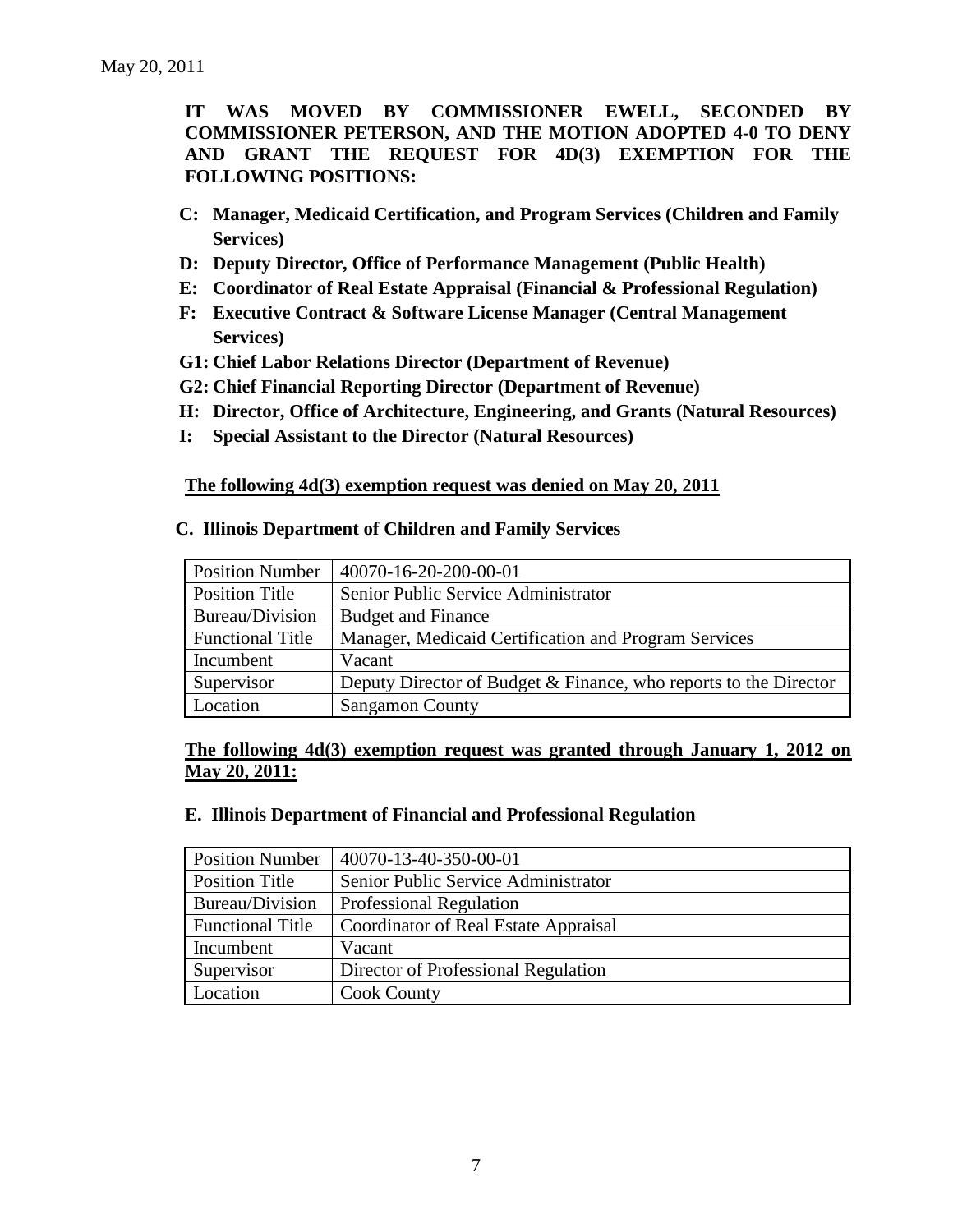May 20, 2011

**IT WAS MOVED BY COMMISSIONER EWELL, SECONDED BY COMMISSIONER PETERSON, AND THE MOTION ADOPTED 4-0 TO DENY AND GRANT THE REQUEST FOR 4D(3) EXEMPTION FOR THE FOLLOWING POSITIONS:**

- **C: Manager, Medicaid Certification, and Program Services (Children and Family Services)**
- **D: Deputy Director, Office of Performance Management (Public Health)**
- **E: Coordinator of Real Estate Appraisal (Financial & Professional Regulation)**
- **F: Executive Contract & Software License Manager (Central Management Services)**
- **G1: Chief Labor Relations Director (Department of Revenue)**
- **G2: Chief Financial Reporting Director (Department of Revenue)**
- **H: Director, Office of Architecture, Engineering, and Grants (Natural Resources)**
- **I: Special Assistant to the Director (Natural Resources)**

**The following 4d(3) exemption request was denied on May 20, 2011**

**C. Illinois Department of Children and Family Services**

| Position Number | 40070-16-20-200-00-01 |
|---|---|
| Position Title | Senior Public Service Administrator |
| Bureau/Division | Budget and Finance |
| Functional Title | Manager, Medicaid Certification and Program Services |
| Incumbent | Vacant |
| Supervisor | Deputy Director of Budget & Finance, who reports to the Director |
| Location | Sangamon County |

**The following 4d(3) exemption request was granted through January 1, 2012 on May 20, 2011:**

**E. Illinois Department of Financial and Professional Regulation**

| Position Number | 40070-13-40-350-00-01 |
|---|---|
| Position Title | Senior Public Service Administrator |
| Bureau/Division | Professional Regulation |
| Functional Title | Coordinator of Real Estate Appraisal |
| Incumbent | Vacant |
| Supervisor | Director of Professional Regulation |
| Location | Cook County |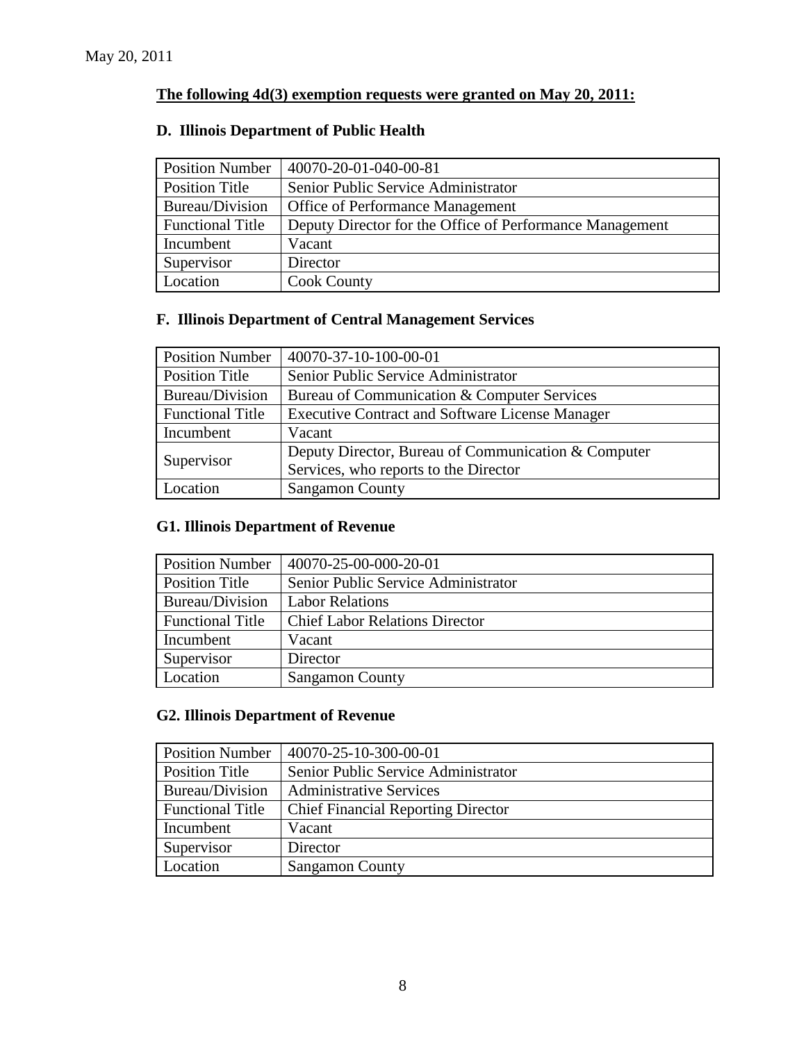May 20, 2011

**The following 4d(3) exemption requests were granted on May 20, 2011:**

### D. Illinois Department of Public Health

| Position Number | 40070-20-01-040-00-81 |
|---|---|
| Position Title | Senior Public Service Administrator |
| Bureau/Division | Office of Performance Management |
| Functional Title | Deputy Director for the Office of Performance Management |
| Incumbent | Vacant |
| Supervisor | Director |
| Location | Cook County |

### F. Illinois Department of Central Management Services

| Position Number | 40070-37-10-100-00-01 |
|---|---|
| Position Title | Senior Public Service Administrator |
| Bureau/Division | Bureau of Communication & Computer Services |
| Functional Title | Executive Contract and Software License Manager |
| Incumbent | Vacant |
| Supervisor | Deputy Director, Bureau of Communication & Computer Services, who reports to the Director |
| Location | Sangamon County |

### G1. Illinois Department of Revenue

| Position Number | 40070-25-00-000-20-01 |
|---|---|
| Position Title | Senior Public Service Administrator |
| Bureau/Division | Labor Relations |
| Functional Title | Chief Labor Relations Director |
| Incumbent | Vacant |
| Supervisor | Director |
| Location | Sangamon County |

### G2. Illinois Department of Revenue

| Position Number | 40070-25-10-300-00-01 |
|---|---|
| Position Title | Senior Public Service Administrator |
| Bureau/Division | Administrative Services |
| Functional Title | Chief Financial Reporting Director |
| Incumbent | Vacant |
| Supervisor | Director |
| Location | Sangamon County |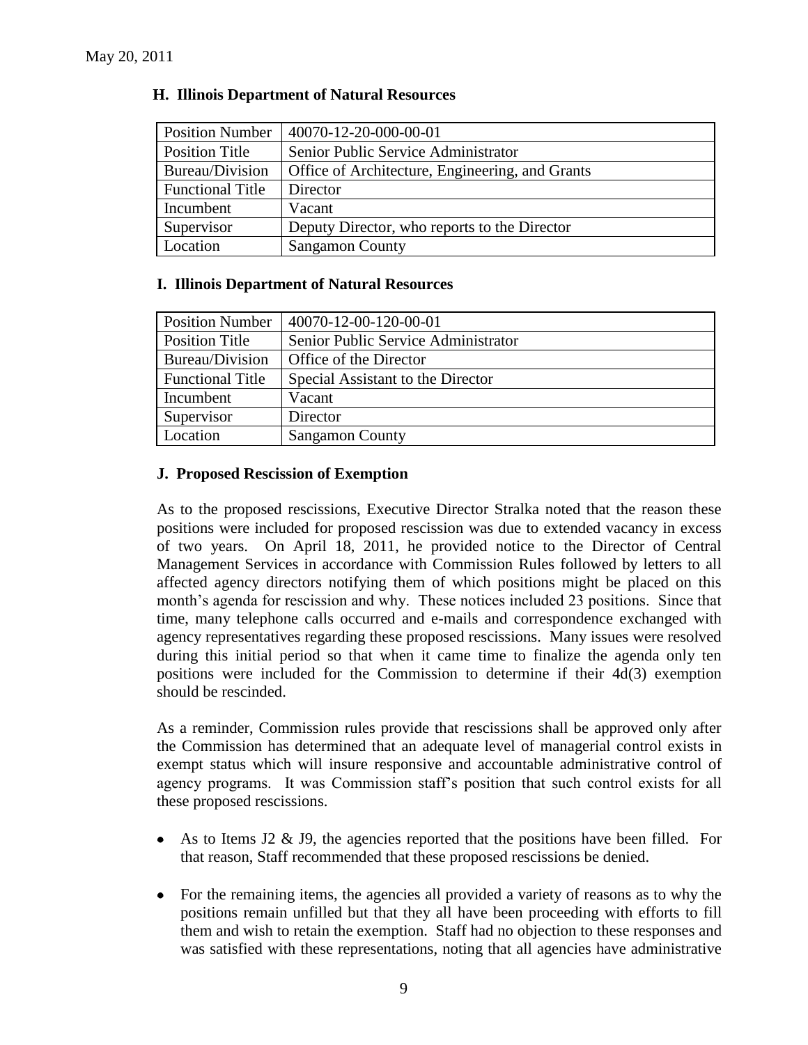### H. Illinois Department of Natural Resources

| Position Number | 40070-12-20-000-00-01 |
|---|---|
| Position Title | Senior Public Service Administrator |
| Bureau/Division | Office of Architecture, Engineering, and Grants |
| Functional Title | Director |
| Incumbent | Vacant |
| Supervisor | Deputy Director, who reports to the Director |
| Location | Sangamon County |

### I. Illinois Department of Natural Resources

| Position Number | 40070-12-00-120-00-01 |
|---|---|
| Position Title | Senior Public Service Administrator |
| Bureau/Division | Office of the Director |
| Functional Title | Special Assistant to the Director |
| Incumbent | Vacant |
| Supervisor | Director |
| Location | Sangamon County |

### J. Proposed Rescission of Exemption

As to the proposed rescissions, Executive Director Stralka noted that the reason these positions were included for proposed rescission was due to extended vacancy in excess of two years. On April 18, 2011, he provided notice to the Director of Central Management Services in accordance with Commission Rules followed by letters to all affected agency directors notifying them of which positions might be placed on this month's agenda for rescission and why. These notices included 23 positions. Since that time, many telephone calls occurred and e-mails and correspondence exchanged with agency representatives regarding these proposed rescissions. Many issues were resolved during this initial period so that when it came time to finalize the agenda only ten positions were included for the Commission to determine if their 4d(3) exemption should be rescinded.

As a reminder, Commission rules provide that rescissions shall be approved only after the Commission has determined that an adequate level of managerial control exists in exempt status which will insure responsive and accountable administrative control of agency programs. It was Commission staff's position that such control exists for all these proposed rescissions.

- As to Items J2 & J9, the agencies reported that the positions have been filled. For that reason, Staff recommended that these proposed rescissions be denied.
- For the remaining items, the agencies all provided a variety of reasons as to why the positions remain unfilled but that they all have been proceeding with efforts to fill them and wish to retain the exemption. Staff had no objection to these responses and was satisfied with these representations, noting that all agencies have administrative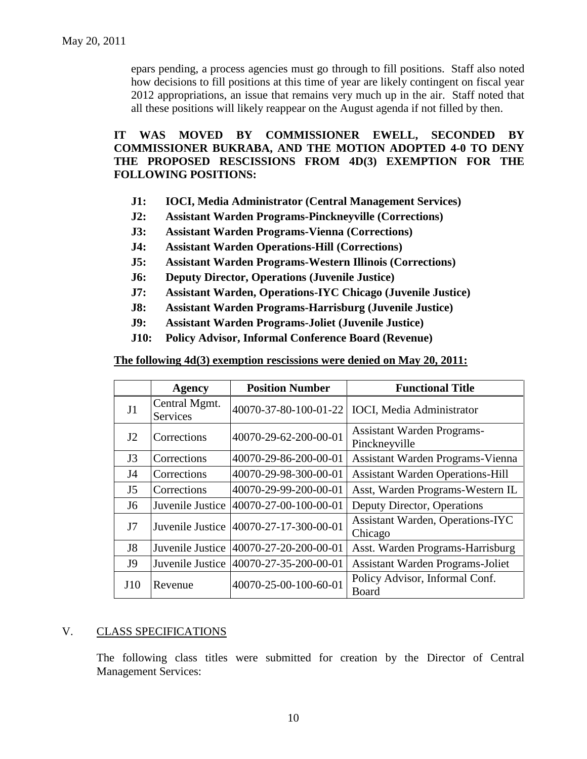epars pending, a process agencies must go through to fill positions. Staff also noted how decisions to fill positions at this time of year are likely contingent on fiscal year 2012 appropriations, an issue that remains very much up in the air. Staff noted that all these positions will likely reappear on the August agenda if not filled by then.

**IT WAS MOVED BY COMMISSIONER EWELL, SECONDED BY COMMISSIONER BUKRABA, AND THE MOTION ADOPTED 4-0 TO DENY THE PROPOSED RESCISSIONS FROM 4D(3) EXEMPTION FOR THE FOLLOWING POSITIONS:**

- **J1: IOCI, Media Administrator (Central Management Services)**
- **J2: Assistant Warden Programs-Pinckneyville (Corrections)**
- **J3: Assistant Warden Programs-Vienna (Corrections)**
- **J4: Assistant Warden Operations-Hill (Corrections)**
- **J5: Assistant Warden Programs-Western Illinois (Corrections)**
- **J6: Deputy Director, Operations (Juvenile Justice)**
- **J7: Assistant Warden, Operations-IYC Chicago (Juvenile Justice)**
- **J8: Assistant Warden Programs-Harrisburg (Juvenile Justice)**
- **J9: Assistant Warden Programs-Joliet (Juvenile Justice)**
- **J10: Policy Advisor, Informal Conference Board (Revenue)**

**The following 4d(3) exemption rescissions were denied on May 20, 2011:**

| | Agency | Position Number | Functional Title |
|---|---|---|---|
| J1 | Central Mgmt. Services | 40070-37-80-100-01-22 | IOCI, Media Administrator |
| J2 | Corrections | 40070-29-62-200-00-01 | Assistant Warden Programs-Pinckneyville |
| J3 | Corrections | 40070-29-86-200-00-01 | Assistant Warden Programs-Vienna |
| J4 | Corrections | 40070-29-98-300-00-01 | Assistant Warden Operations-Hill |
| J5 | Corrections | 40070-29-99-200-00-01 | Asst, Warden Programs-Western IL |
| J6 | Juvenile Justice | 40070-27-00-100-00-01 | Deputy Director, Operations |
| J7 | Juvenile Justice | 40070-27-17-300-00-01 | Assistant Warden, Operations-IYC Chicago |
| J8 | Juvenile Justice | 40070-27-20-200-00-01 | Asst. Warden Programs-Harrisburg |
| J9 | Juvenile Justice | 40070-27-35-200-00-01 | Assistant Warden Programs-Joliet |
| J10 | Revenue | 40070-25-00-100-60-01 | Policy Advisor, Informal Conf. Board |

## V. CLASS SPECIFICATIONS

The following class titles were submitted for creation by the Director of Central Management Services: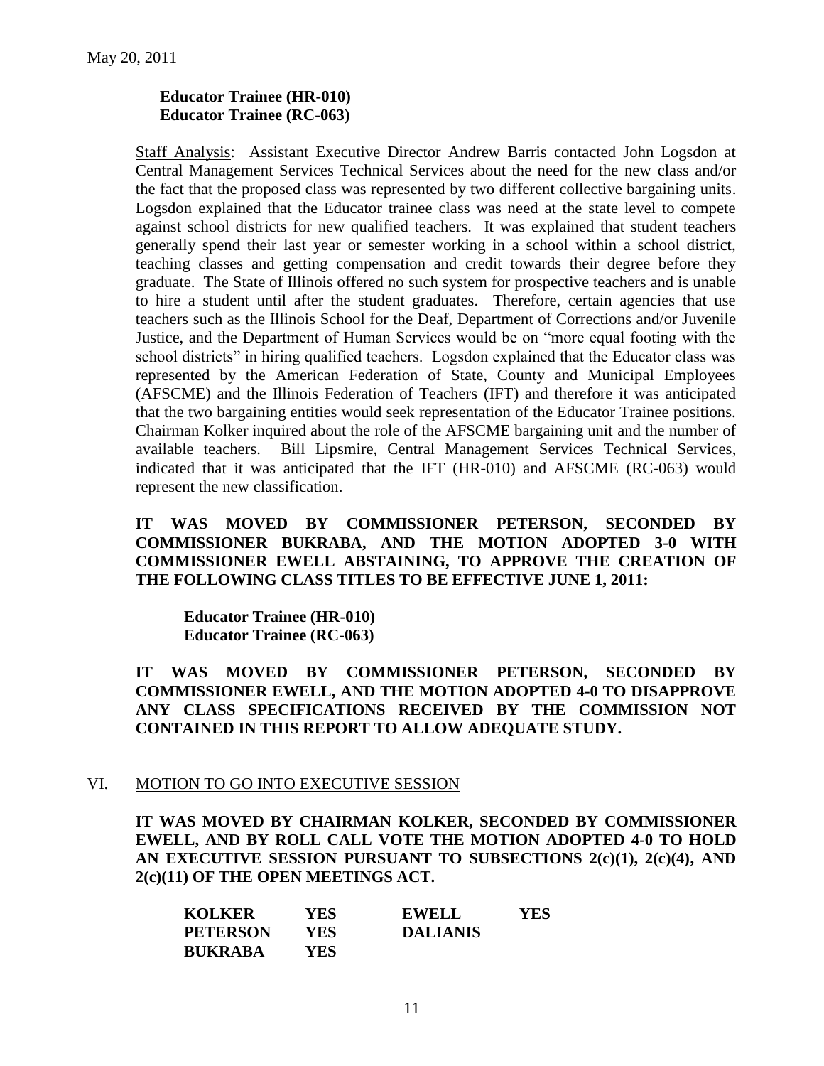**Educator Trainee (HR-010)**
**Educator Trainee (RC-063)**

Staff Analysis: Assistant Executive Director Andrew Barris contacted John Logsdon at Central Management Services Technical Services about the need for the new class and/or the fact that the proposed class was represented by two different collective bargaining units. Logsdon explained that the Educator trainee class was need at the state level to compete against school districts for new qualified teachers. It was explained that student teachers generally spend their last year or semester working in a school within a school district, teaching classes and getting compensation and credit towards their degree before they graduate. The State of Illinois offered no such system for prospective teachers and is unable to hire a student until after the student graduates. Therefore, certain agencies that use teachers such as the Illinois School for the Deaf, Department of Corrections and/or Juvenile Justice, and the Department of Human Services would be on "more equal footing with the school districts" in hiring qualified teachers. Logsdon explained that the Educator class was represented by the American Federation of State, County and Municipal Employees (AFSCME) and the Illinois Federation of Teachers (IFT) and therefore it was anticipated that the two bargaining entities would seek representation of the Educator Trainee positions. Chairman Kolker inquired about the role of the AFSCME bargaining unit and the number of available teachers. Bill Lipsmire, Central Management Services Technical Services, indicated that it was anticipated that the IFT (HR-010) and AFSCME (RC-063) would represent the new classification.

**IT WAS MOVED BY COMMISSIONER PETERSON, SECONDED BY COMMISSIONER BUKRABA, AND THE MOTION ADOPTED 3-0 WITH COMMISSIONER EWELL ABSTAINING, TO APPROVE THE CREATION OF THE FOLLOWING CLASS TITLES TO BE EFFECTIVE JUNE 1, 2011:**

**Educator Trainee (HR-010)**
**Educator Trainee (RC-063)**

**IT WAS MOVED BY COMMISSIONER PETERSON, SECONDED BY COMMISSIONER EWELL, AND THE MOTION ADOPTED 4-0 TO DISAPPROVE ANY CLASS SPECIFICATIONS RECEIVED BY THE COMMISSION NOT CONTAINED IN THIS REPORT TO ALLOW ADEQUATE STUDY.**

## VI. MOTION TO GO INTO EXECUTIVE SESSION

**IT WAS MOVED BY CHAIRMAN KOLKER, SECONDED BY COMMISSIONER EWELL, AND BY ROLL CALL VOTE THE MOTION ADOPTED 4-0 TO HOLD AN EXECUTIVE SESSION PURSUANT TO SUBSECTIONS 2(c)(1), 2(c)(4), AND 2(c)(11) OF THE OPEN MEETINGS ACT.**

| | | | |
|---|---|---|---|
| **KOLKER** | **YES** | **EWELL** | **YES** |
| **PETERSON** | **YES** | **DALIANIS** | |
| **BUKRABA** | **YES** | | |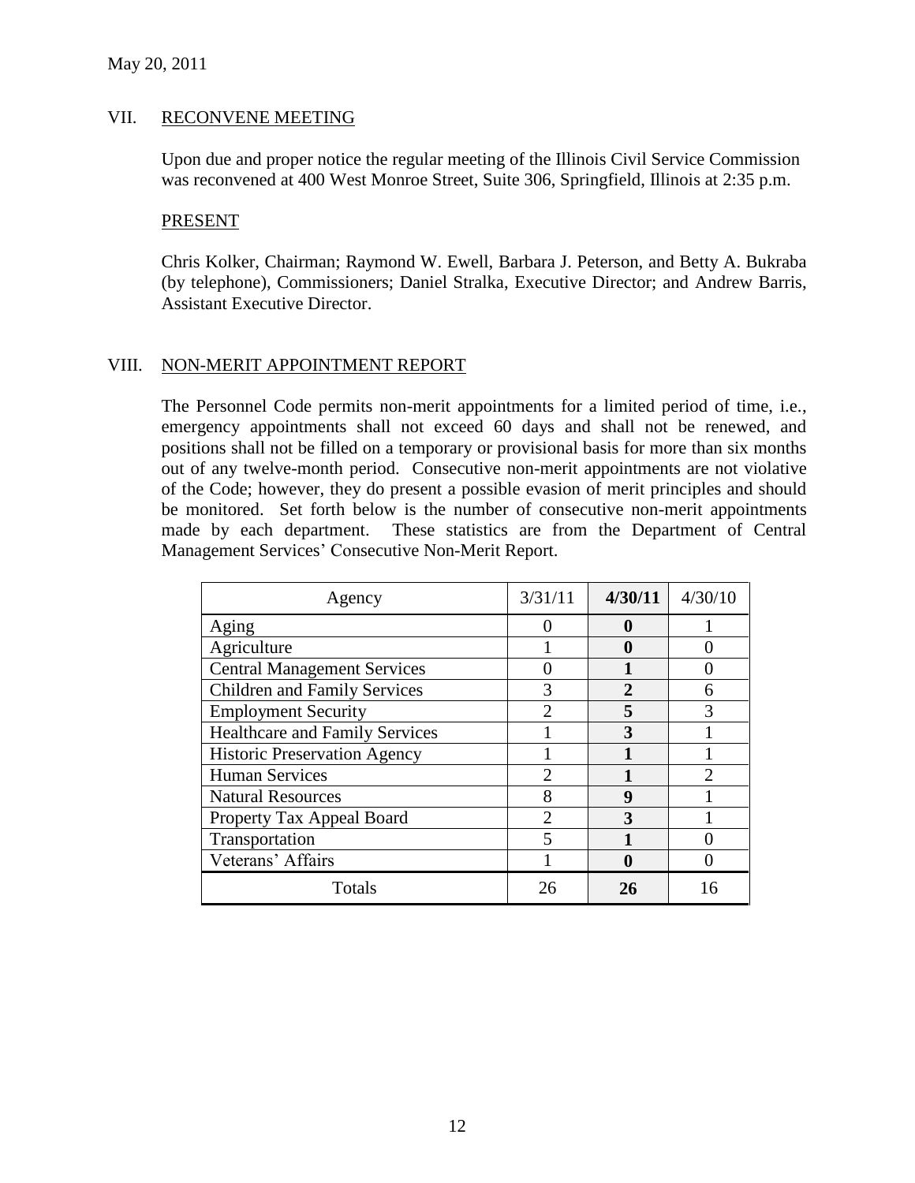May 20, 2011

## VII. RECONVENE MEETING

Upon due and proper notice the regular meeting of the Illinois Civil Service Commission was reconvened at 400 West Monroe Street, Suite 306, Springfield, Illinois at 2:35 p.m.

### PRESENT

Chris Kolker, Chairman; Raymond W. Ewell, Barbara J. Peterson, and Betty A. Bukraba (by telephone), Commissioners; Daniel Stralka, Executive Director; and Andrew Barris, Assistant Executive Director.

## VIII. NON-MERIT APPOINTMENT REPORT

The Personnel Code permits non-merit appointments for a limited period of time, i.e., emergency appointments shall not exceed 60 days and shall not be renewed, and positions shall not be filled on a temporary or provisional basis for more than six months out of any twelve-month period. Consecutive non-merit appointments are not violative of the Code; however, they do present a possible evasion of merit principles and should be monitored. Set forth below is the number of consecutive non-merit appointments made by each department. These statistics are from the Department of Central Management Services' Consecutive Non-Merit Report.

| Agency | 3/31/11 | **4/30/11** | 4/30/10 |
|---|---|---|---|
| Aging | 0 | **0** | 1 |
| Agriculture | 1 | **0** | 0 |
| Central Management Services | 0 | **1** | 0 |
| Children and Family Services | 3 | **2** | 6 |
| Employment Security | 2 | **5** | 3 |
| Healthcare and Family Services | 1 | **3** | 1 |
| Historic Preservation Agency | 1 | **1** | 1 |
| Human Services | 2 | **1** | 2 |
| Natural Resources | 8 | **9** | 1 |
| Property Tax Appeal Board | 2 | **3** | 1 |
| Transportation | 5 | **1** | 0 |
| Veterans' Affairs | 1 | **0** | 0 |
| Totals | 26 | **26** | 16 |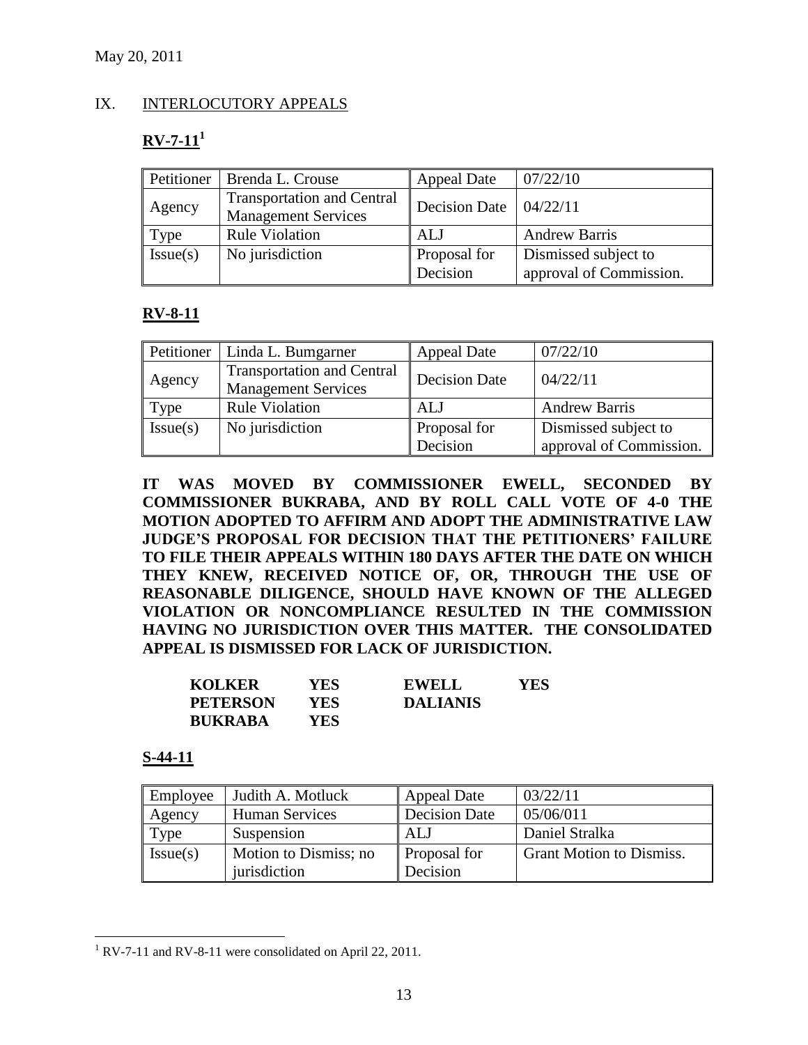May 20, 2011

## IX. INTERLOCUTORY APPEALS

### RV-7-11[1]

| Petitioner | Brenda L. Crouse | Appeal Date | 07/22/10 |
|---|---|---|---|
| Agency | Transportation and Central Management Services | Decision Date | 04/22/11 |
| Type | Rule Violation | ALJ | Andrew Barris |
| Issue(s) | No jurisdiction | Proposal for Decision | Dismissed subject to approval of Commission. |

### RV-8-11

| Petitioner | Linda L. Bumgarner | Appeal Date | 07/22/10 |
|---|---|---|---|
| Agency | Transportation and Central Management Services | Decision Date | 04/22/11 |
| Type | Rule Violation | ALJ | Andrew Barris |
| Issue(s) | No jurisdiction | Proposal for Decision | Dismissed subject to approval of Commission. |

**IT WAS MOVED BY COMMISSIONER EWELL, SECONDED BY COMMISSIONER BUKRABA, AND BY ROLL CALL VOTE OF 4-0 THE MOTION ADOPTED TO AFFIRM AND ADOPT THE ADMINISTRATIVE LAW JUDGE'S PROPOSAL FOR DECISION THAT THE PETITIONERS' FAILURE TO FILE THEIR APPEALS WITHIN 180 DAYS AFTER THE DATE ON WHICH THEY KNEW, RECEIVED NOTICE OF, OR, THROUGH THE USE OF REASONABLE DILIGENCE, SHOULD HAVE KNOWN OF THE ALLEGED VIOLATION OR NONCOMPLIANCE RESULTED IN THE COMMISSION HAVING NO JURISDICTION OVER THIS MATTER. THE CONSOLIDATED APPEAL IS DISMISSED FOR LACK OF JURISDICTION.**

| | | | |
|---|---|---|---|
| **KOLKER** | **YES** | **EWELL** | **YES** |
| **PETERSON** | **YES** | **DALIANIS** | |
| **BUKRABA** | **YES** | | |

### S-44-11

| Employee | Judith A. Motluck | Appeal Date | 03/22/11 |
|---|---|---|---|
| Agency | Human Services | Decision Date | 05/06/011 |
| Type | Suspension | ALJ | Daniel Stralka |
| Issue(s) | Motion to Dismiss; no jurisdiction | Proposal for Decision | Grant Motion to Dismiss. |

[1] RV-7-11 and RV-8-11 were consolidated on April 22, 2011.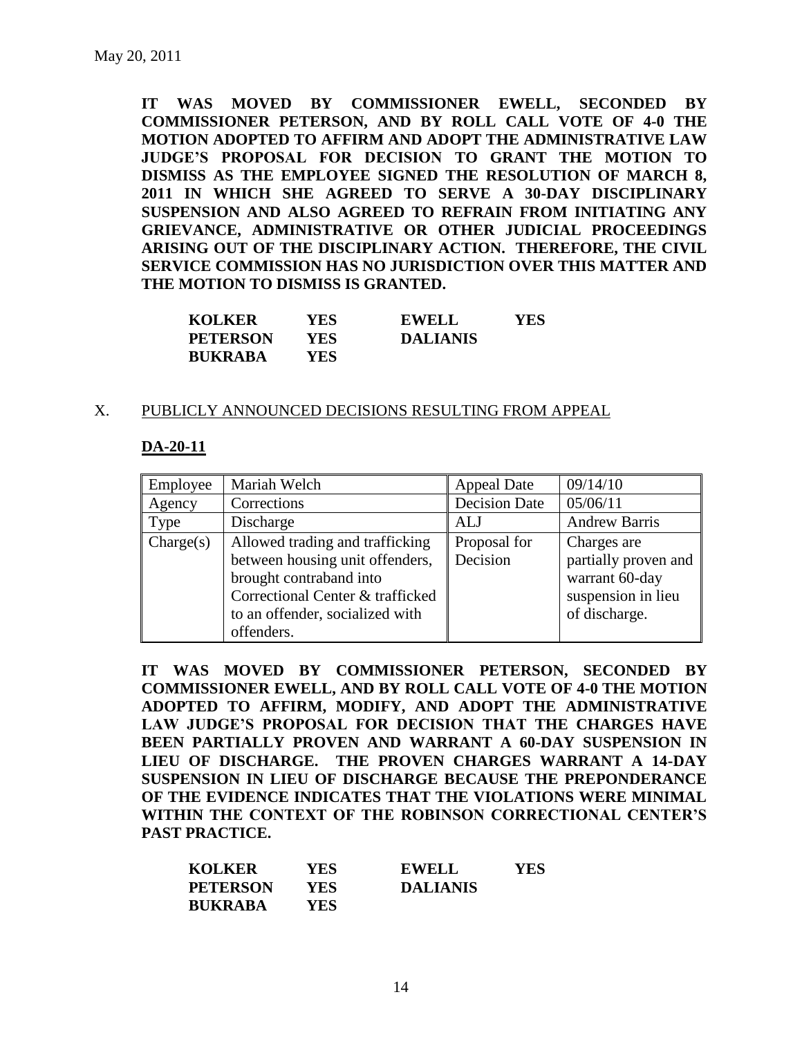May 20, 2011

**IT WAS MOVED BY COMMISSIONER EWELL, SECONDED BY COMMISSIONER PETERSON, AND BY ROLL CALL VOTE OF 4-0 THE MOTION ADOPTED TO AFFIRM AND ADOPT THE ADMINISTRATIVE LAW JUDGE'S PROPOSAL FOR DECISION TO GRANT THE MOTION TO DISMISS AS THE EMPLOYEE SIGNED THE RESOLUTION OF MARCH 8, 2011 IN WHICH SHE AGREED TO SERVE A 30-DAY DISCIPLINARY SUSPENSION AND ALSO AGREED TO REFRAIN FROM INITIATING ANY GRIEVANCE, ADMINISTRATIVE OR OTHER JUDICIAL PROCEEDINGS ARISING OUT OF THE DISCIPLINARY ACTION. THEREFORE, THE CIVIL SERVICE COMMISSION HAS NO JURISDICTION OVER THIS MATTER AND THE MOTION TO DISMISS IS GRANTED.**

| | | | |
|---|---|---|---|
| **KOLKER** | **YES** | **EWELL** | **YES** |
| **PETERSON** | **YES** | **DALIANIS** | |
| **BUKRABA** | **YES** | | |

X. PUBLICLY ANNOUNCED DECISIONS RESULTING FROM APPEAL

**DA-20-11**

| Employee | Mariah Welch | Appeal Date | 09/14/10 |
|---|---|---|---|
| Agency | Corrections | Decision Date | 05/06/11 |
| Type | Discharge | ALJ | Andrew Barris |
| Charge(s) | Allowed trading and trafficking between housing unit offenders, brought contraband into Correctional Center & trafficked to an offender, socialized with offenders. | Proposal for Decision | Charges are partially proven and warrant 60-day suspension in lieu of discharge. |

**IT WAS MOVED BY COMMISSIONER PETERSON, SECONDED BY COMMISSIONER EWELL, AND BY ROLL CALL VOTE OF 4-0 THE MOTION ADOPTED TO AFFIRM, MODIFY, AND ADOPT THE ADMINISTRATIVE LAW JUDGE'S PROPOSAL FOR DECISION THAT THE CHARGES HAVE BEEN PARTIALLY PROVEN AND WARRANT A 60-DAY SUSPENSION IN LIEU OF DISCHARGE. THE PROVEN CHARGES WARRANT A 14-DAY SUSPENSION IN LIEU OF DISCHARGE BECAUSE THE PREPONDERANCE OF THE EVIDENCE INDICATES THAT THE VIOLATIONS WERE MINIMAL WITHIN THE CONTEXT OF THE ROBINSON CORRECTIONAL CENTER'S PAST PRACTICE.**

| | | | |
|---|---|---|---|
| **KOLKER** | **YES** | **EWELL** | **YES** |
| **PETERSON** | **YES** | **DALIANIS** | |
| **BUKRABA** | **YES** | | |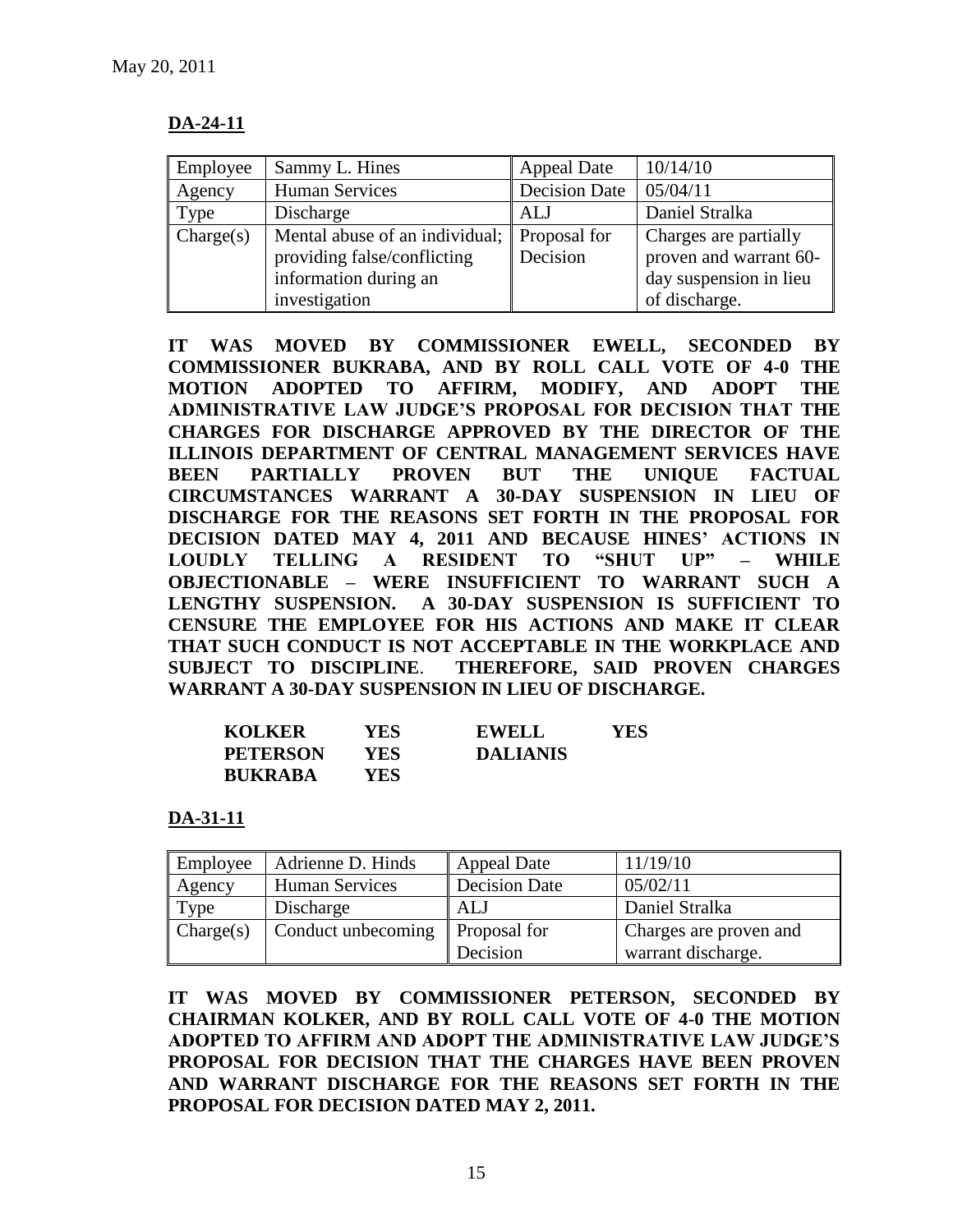May 20, 2011

**DA-24-11**

| Employee | Sammy L. Hines | Appeal Date | 10/14/10 |
|---|---|---|---|
| Agency | Human Services | Decision Date | 05/04/11 |
| Type | Discharge | ALJ | Daniel Stralka |
| Charge(s) | Mental abuse of an individual; providing false/conflicting information during an investigation | Proposal for Decision | Charges are partially proven and warrant 60-day suspension in lieu of discharge. |

**IT WAS MOVED BY COMMISSIONER EWELL, SECONDED BY COMMISSIONER BUKRABA, AND BY ROLL CALL VOTE OF 4-0 THE MOTION ADOPTED TO AFFIRM, MODIFY, AND ADOPT THE ADMINISTRATIVE LAW JUDGE'S PROPOSAL FOR DECISION THAT THE CHARGES FOR DISCHARGE APPROVED BY THE DIRECTOR OF THE ILLINOIS DEPARTMENT OF CENTRAL MANAGEMENT SERVICES HAVE BEEN PARTIALLY PROVEN BUT THE UNIQUE FACTUAL CIRCUMSTANCES WARRANT A 30-DAY SUSPENSION IN LIEU OF DISCHARGE FOR THE REASONS SET FORTH IN THE PROPOSAL FOR DECISION DATED MAY 4, 2011 AND BECAUSE HINES' ACTIONS IN LOUDLY TELLING A RESIDENT TO "SHUT UP" – WHILE OBJECTIONABLE – WERE INSUFFICIENT TO WARRANT SUCH A LENGTHY SUSPENSION. A 30-DAY SUSPENSION IS SUFFICIENT TO CENSURE THE EMPLOYEE FOR HIS ACTIONS AND MAKE IT CLEAR THAT SUCH CONDUCT IS NOT ACCEPTABLE IN THE WORKPLACE AND SUBJECT TO DISCIPLINE. THEREFORE, SAID PROVEN CHARGES WARRANT A 30-DAY SUSPENSION IN LIEU OF DISCHARGE.**

| | | | |
|---|---|---|---|
| **KOLKER** | **YES** | **EWELL** | **YES** |
| **PETERSON** | **YES** | **DALIANIS** | |
| **BUKRABA** | **YES** | | |

**DA-31-11**

| Employee | Adrienne D. Hinds | Appeal Date | 11/19/10 |
|---|---|---|---|
| Agency | Human Services | Decision Date | 05/02/11 |
| Type | Discharge | ALJ | Daniel Stralka |
| Charge(s) | Conduct unbecoming | Proposal for Decision | Charges are proven and warrant discharge. |

**IT WAS MOVED BY COMMISSIONER PETERSON, SECONDED BY CHAIRMAN KOLKER, AND BY ROLL CALL VOTE OF 4-0 THE MOTION ADOPTED TO AFFIRM AND ADOPT THE ADMINISTRATIVE LAW JUDGE'S PROPOSAL FOR DECISION THAT THE CHARGES HAVE BEEN PROVEN AND WARRANT DISCHARGE FOR THE REASONS SET FORTH IN THE PROPOSAL FOR DECISION DATED MAY 2, 2011.**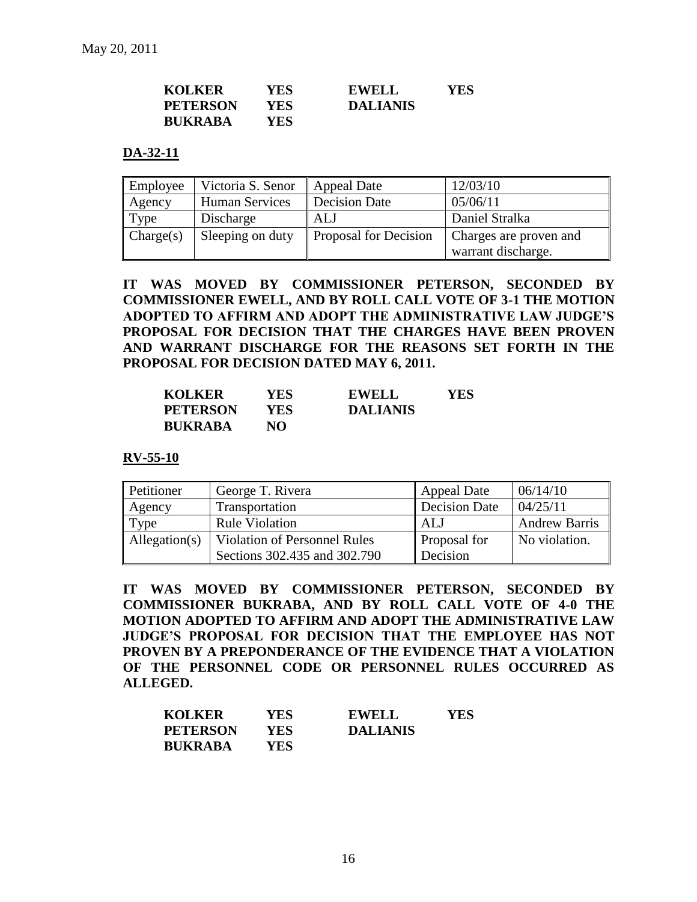| KOLKER | YES | EWELL | YES |
|---|---|---|---|
| PETERSON | YES | DALIANIS | |
| BUKRABA | YES | | |

## DA-32-11

| Employee | Victoria S. Senor | Appeal Date | 12/03/10 |
|---|---|---|---|
| Agency | Human Services | Decision Date | 05/06/11 |
| Type | Discharge | ALJ | Daniel Stralka |
| Charge(s) | Sleeping on duty | Proposal for Decision | Charges are proven and warrant discharge. |

**IT WAS MOVED BY COMMISSIONER PETERSON, SECONDED BY COMMISSIONER EWELL, AND BY ROLL CALL VOTE OF 3-1 THE MOTION ADOPTED TO AFFIRM AND ADOPT THE ADMINISTRATIVE LAW JUDGE'S PROPOSAL FOR DECISION THAT THE CHARGES HAVE BEEN PROVEN AND WARRANT DISCHARGE FOR THE REASONS SET FORTH IN THE PROPOSAL FOR DECISION DATED MAY 6, 2011.**

| KOLKER | YES | EWELL | YES |
|---|---|---|---|
| PETERSON | YES | DALIANIS | |
| BUKRABA | NO | | |

## RV-55-10

| Petitioner | George T. Rivera | Appeal Date | 06/14/10 |
|---|---|---|---|
| Agency | Transportation | Decision Date | 04/25/11 |
| Type | Rule Violation | ALJ | Andrew Barris |
| Allegation(s) | Violation of Personnel Rules Sections 302.435 and 302.790 | Proposal for Decision | No violation. |

**IT WAS MOVED BY COMMISSIONER PETERSON, SECONDED BY COMMISSIONER BUKRABA, AND BY ROLL CALL VOTE OF 4-0 THE MOTION ADOPTED TO AFFIRM AND ADOPT THE ADMINISTRATIVE LAW JUDGE'S PROPOSAL FOR DECISION THAT THE EMPLOYEE HAS NOT PROVEN BY A PREPONDERANCE OF THE EVIDENCE THAT A VIOLATION OF THE PERSONNEL CODE OR PERSONNEL RULES OCCURRED AS ALLEGED.**

| KOLKER | YES | EWELL | YES |
|---|---|---|---|
| PETERSON | YES | DALIANIS | |
| BUKRABA | YES | | |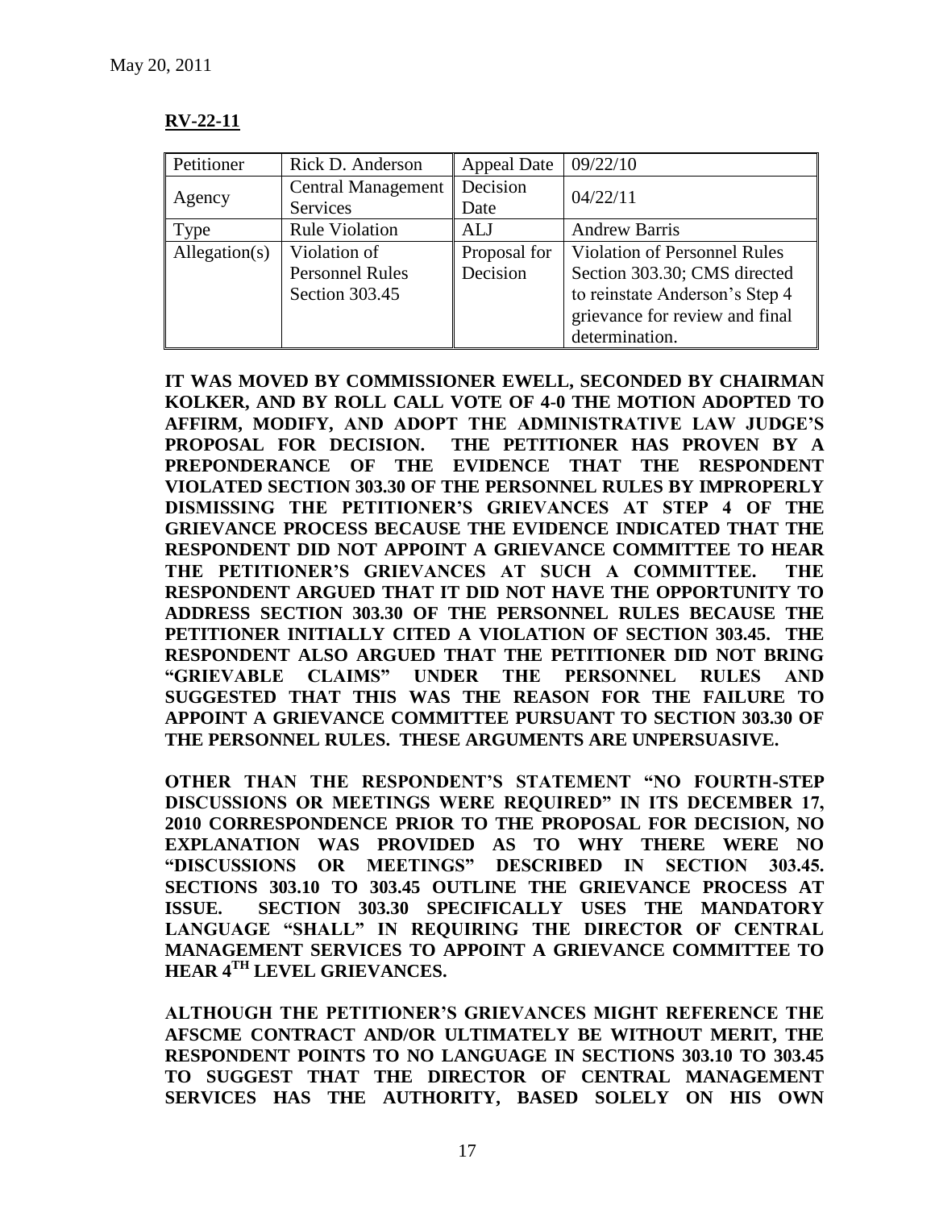May 20, 2011

**RV-22-11**

| Petitioner | Rick D. Anderson | Appeal Date | 09/22/10 |
|---|---|---|---|
| Agency | Central Management Services | Decision Date | 04/22/11 |
| Type | Rule Violation | ALJ | Andrew Barris |
| Allegation(s) | Violation of Personnel Rules Section 303.45 | Proposal for Decision | Violation of Personnel Rules Section 303.30; CMS directed to reinstate Anderson's Step 4 grievance for review and final determination. |

**IT WAS MOVED BY COMMISSIONER EWELL, SECONDED BY CHAIRMAN KOLKER, AND BY ROLL CALL VOTE OF 4-0 THE MOTION ADOPTED TO AFFIRM, MODIFY, AND ADOPT THE ADMINISTRATIVE LAW JUDGE'S PROPOSAL FOR DECISION. THE PETITIONER HAS PROVEN BY A PREPONDERANCE OF THE EVIDENCE THAT THE RESPONDENT VIOLATED SECTION 303.30 OF THE PERSONNEL RULES BY IMPROPERLY DISMISSING THE PETITIONER'S GRIEVANCES AT STEP 4 OF THE GRIEVANCE PROCESS BECAUSE THE EVIDENCE INDICATED THAT THE RESPONDENT DID NOT APPOINT A GRIEVANCE COMMITTEE TO HEAR THE PETITIONER'S GRIEVANCES AT SUCH A COMMITTEE. THE RESPONDENT ARGUED THAT IT DID NOT HAVE THE OPPORTUNITY TO ADDRESS SECTION 303.30 OF THE PERSONNEL RULES BECAUSE THE PETITIONER INITIALLY CITED A VIOLATION OF SECTION 303.45. THE RESPONDENT ALSO ARGUED THAT THE PETITIONER DID NOT BRING "GRIEVABLE CLAIMS" UNDER THE PERSONNEL RULES AND SUGGESTED THAT THIS WAS THE REASON FOR THE FAILURE TO APPOINT A GRIEVANCE COMMITTEE PURSUANT TO SECTION 303.30 OF THE PERSONNEL RULES. THESE ARGUMENTS ARE UNPERSUASIVE.**

**OTHER THAN THE RESPONDENT'S STATEMENT "NO FOURTH-STEP DISCUSSIONS OR MEETINGS WERE REQUIRED" IN ITS DECEMBER 17, 2010 CORRESPONDENCE PRIOR TO THE PROPOSAL FOR DECISION, NO EXPLANATION WAS PROVIDED AS TO WHY THERE WERE NO "DISCUSSIONS OR MEETINGS" DESCRIBED IN SECTION 303.45. SECTIONS 303.10 TO 303.45 OUTLINE THE GRIEVANCE PROCESS AT ISSUE. SECTION 303.30 SPECIFICALLY USES THE MANDATORY LANGUAGE "SHALL" IN REQUIRING THE DIRECTOR OF CENTRAL MANAGEMENT SERVICES TO APPOINT A GRIEVANCE COMMITTEE TO HEAR 4TH LEVEL GRIEVANCES.**

**ALTHOUGH THE PETITIONER'S GRIEVANCES MIGHT REFERENCE THE AFSCME CONTRACT AND/OR ULTIMATELY BE WITHOUT MERIT, THE RESPONDENT POINTS TO NO LANGUAGE IN SECTIONS 303.10 TO 303.45 TO SUGGEST THAT THE DIRECTOR OF CENTRAL MANAGEMENT SERVICES HAS THE AUTHORITY, BASED SOLELY ON HIS OWN**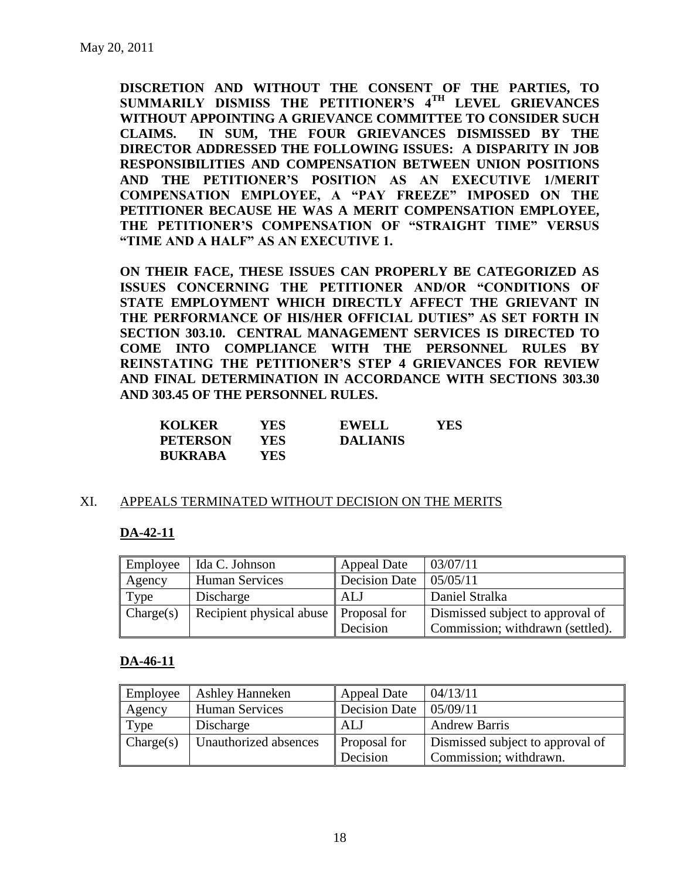**DISCRETION AND WITHOUT THE CONSENT OF THE PARTIES, TO SUMMARILY DISMISS THE PETITIONER'S 4TH LEVEL GRIEVANCES WITHOUT APPOINTING A GRIEVANCE COMMITTEE TO CONSIDER SUCH CLAIMS. IN SUM, THE FOUR GRIEVANCES DISMISSED BY THE DIRECTOR ADDRESSED THE FOLLOWING ISSUES: A DISPARITY IN JOB RESPONSIBILITIES AND COMPENSATION BETWEEN UNION POSITIONS AND THE PETITIONER'S POSITION AS AN EXECUTIVE 1/MERIT COMPENSATION EMPLOYEE, A "PAY FREEZE" IMPOSED ON THE PETITIONER BECAUSE HE WAS A MERIT COMPENSATION EMPLOYEE, THE PETITIONER'S COMPENSATION OF "STRAIGHT TIME" VERSUS "TIME AND A HALF" AS AN EXECUTIVE 1.**

**ON THEIR FACE, THESE ISSUES CAN PROPERLY BE CATEGORIZED AS ISSUES CONCERNING THE PETITIONER AND/OR "CONDITIONS OF STATE EMPLOYMENT WHICH DIRECTLY AFFECT THE GRIEVANT IN THE PERFORMANCE OF HIS/HER OFFICIAL DUTIES" AS SET FORTH IN SECTION 303.10. CENTRAL MANAGEMENT SERVICES IS DIRECTED TO COME INTO COMPLIANCE WITH THE PERSONNEL RULES BY REINSTATING THE PETITIONER'S STEP 4 GRIEVANCES FOR REVIEW AND FINAL DETERMINATION IN ACCORDANCE WITH SECTIONS 303.30 AND 303.45 OF THE PERSONNEL RULES.**

| | | | |
|---|---|---|---|
| **KOLKER** | **YES** | **EWELL** | **YES** |
| **PETERSON** | **YES** | **DALIANIS** | |
| **BUKRABA** | **YES** | | |

## XI. APPEALS TERMINATED WITHOUT DECISION ON THE MERITS

### DA-42-11

| | | | |
|---|---|---|---|
| Employee | Ida C. Johnson | Appeal Date | 03/07/11 |
| Agency | Human Services | Decision Date | 05/05/11 |
| Type | Discharge | ALJ | Daniel Stralka |
| Charge(s) | Recipient physical abuse | Proposal for Decision | Dismissed subject to approval of Commission; withdrawn (settled). |

### DA-46-11

| | | | |
|---|---|---|---|
| Employee | Ashley Hanneken | Appeal Date | 04/13/11 |
| Agency | Human Services | Decision Date | 05/09/11 |
| Type | Discharge | ALJ | Andrew Barris |
| Charge(s) | Unauthorized absences | Proposal for Decision | Dismissed subject to approval of Commission; withdrawn. |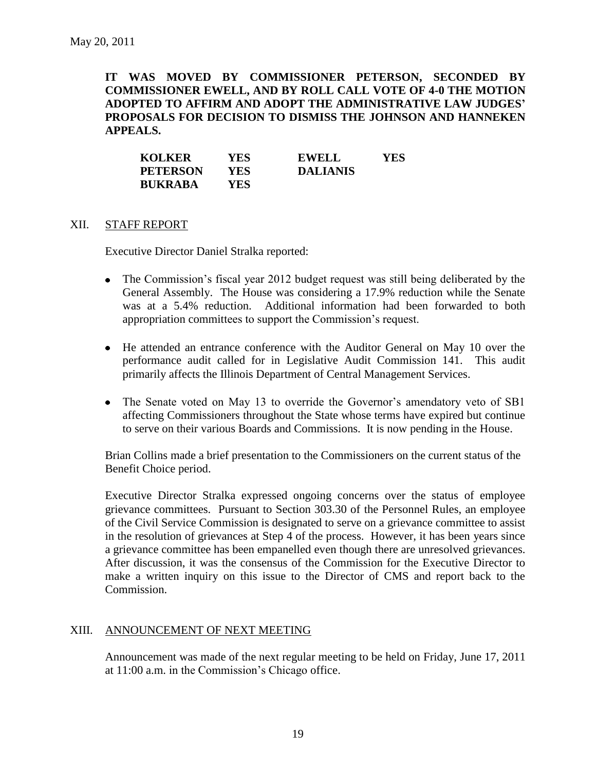May 20, 2011

**IT WAS MOVED BY COMMISSIONER PETERSON, SECONDED BY COMMISSIONER EWELL, AND BY ROLL CALL VOTE OF 4-0 THE MOTION ADOPTED TO AFFIRM AND ADOPT THE ADMINISTRATIVE LAW JUDGES' PROPOSALS FOR DECISION TO DISMISS THE JOHNSON AND HANNEKEN APPEALS.**

| | | | |
|---|---|---|---|
| **KOLKER** | **YES** | **EWELL** | **YES** |
| **PETERSON** | **YES** | **DALIANIS** | |
| **BUKRABA** | **YES** | | |

## XII. STAFF REPORT

Executive Director Daniel Stralka reported:

- The Commission's fiscal year 2012 budget request was still being deliberated by the General Assembly. The House was considering a 17.9% reduction while the Senate was at a 5.4% reduction. Additional information had been forwarded to both appropriation committees to support the Commission's request.
- He attended an entrance conference with the Auditor General on May 10 over the performance audit called for in Legislative Audit Commission 141. This audit primarily affects the Illinois Department of Central Management Services.
- The Senate voted on May 13 to override the Governor's amendatory veto of SB1 affecting Commissioners throughout the State whose terms have expired but continue to serve on their various Boards and Commissions. It is now pending in the House.

Brian Collins made a brief presentation to the Commissioners on the current status of the Benefit Choice period.

Executive Director Stralka expressed ongoing concerns over the status of employee grievance committees. Pursuant to Section 303.30 of the Personnel Rules, an employee of the Civil Service Commission is designated to serve on a grievance committee to assist in the resolution of grievances at Step 4 of the process. However, it has been years since a grievance committee has been empanelled even though there are unresolved grievances. After discussion, it was the consensus of the Commission for the Executive Director to make a written inquiry on this issue to the Director of CMS and report back to the Commission.

## XIII. ANNOUNCEMENT OF NEXT MEETING

Announcement was made of the next regular meeting to be held on Friday, June 17, 2011 at 11:00 a.m. in the Commission's Chicago office.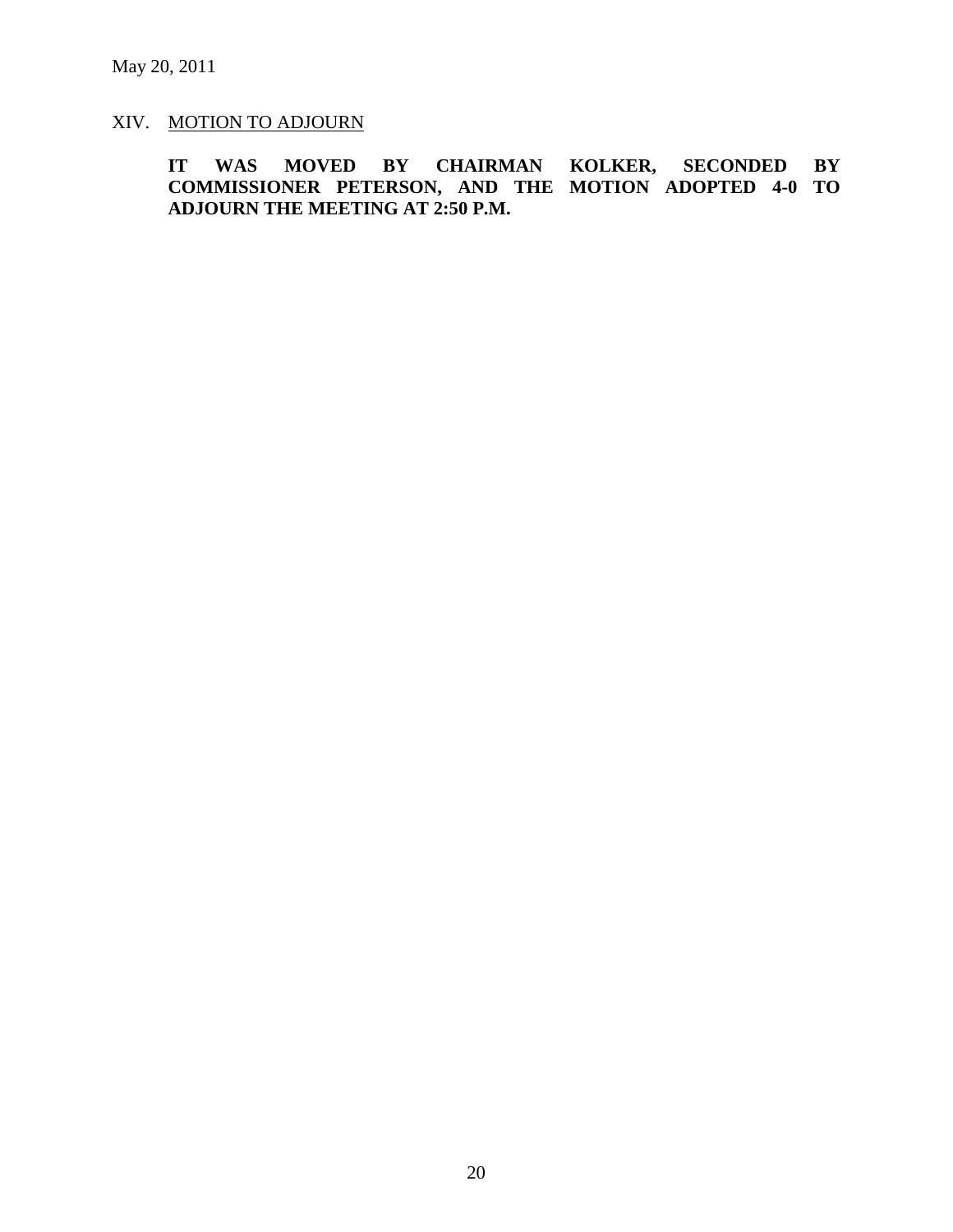## XIV. MOTION TO ADJOURN

**IT WAS MOVED BY CHAIRMAN KOLKER, SECONDED BY COMMISSIONER PETERSON, AND THE MOTION ADOPTED 4-0 TO ADJOURN THE MEETING AT 2:50 P.M.**